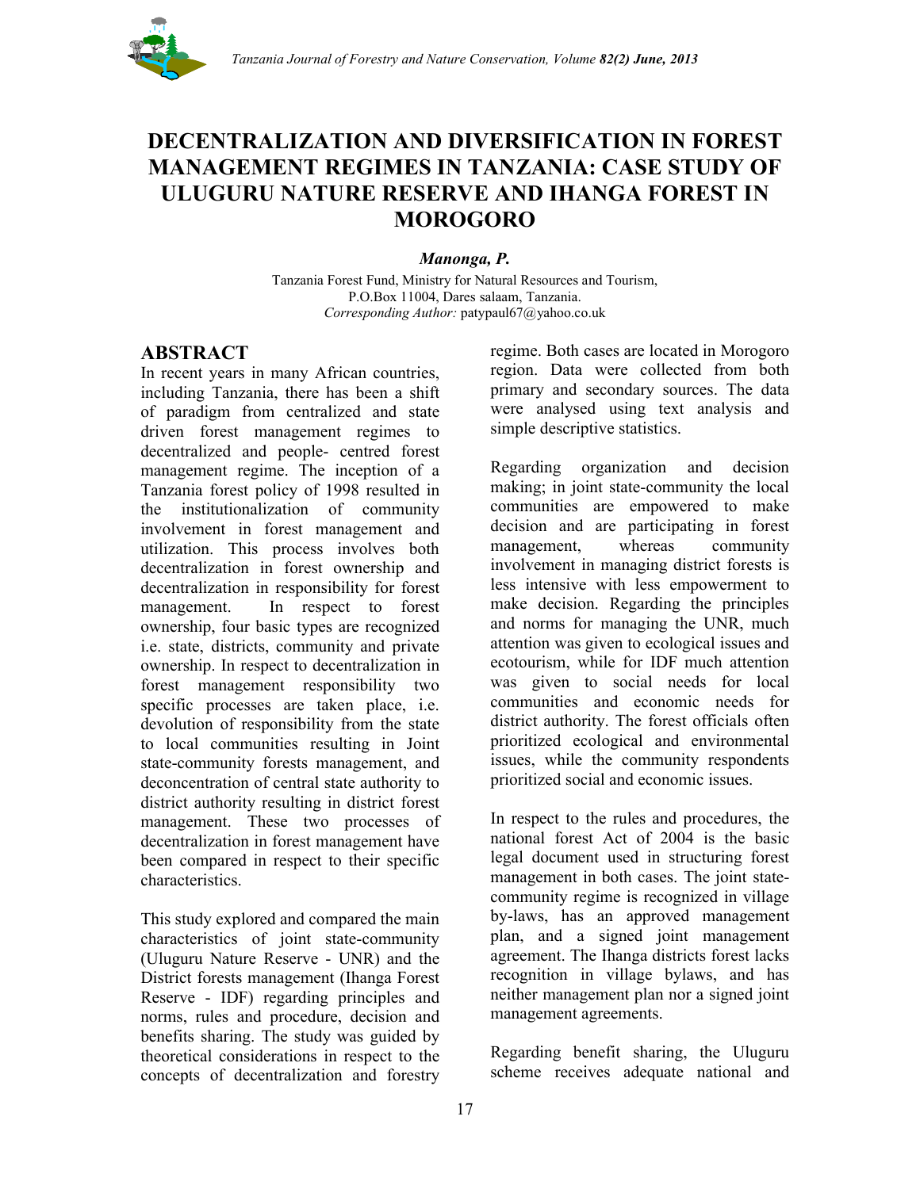# DECENTRALIZATION AND DIVERSIFICATION IN FOREST MANAGEMENT REGIMES IN TANZANIA: CASE STUDY OF ULUGURU NATURE RESERVE AND IHANGA FOREST IN MOROGORO

***Manonga, P.***

Tanzania Forest Fund, Ministry for Natural Resources and Tourism,
P.O.Box 11004, Dares salaam, Tanzania.
*Corresponding Author:* patypaul67@yahoo.co.uk

## ABSTRACT

In recent years in many African countries, including Tanzania, there has been a shift of paradigm from centralized and state driven forest management regimes to decentralized and people- centred forest management regime. The inception of a Tanzania forest policy of 1998 resulted in the institutionalization of community involvement in forest management and utilization. This process involves both decentralization in forest ownership and decentralization in responsibility for forest management. In respect to forest ownership, four basic types are recognized i.e. state, districts, community and private ownership. In respect to decentralization in forest management responsibility two specific processes are taken place, i.e. devolution of responsibility from the state to local communities resulting in Joint state-community forests management, and deconcentration of central state authority to district authority resulting in district forest management. These two processes of decentralization in forest management have been compared in respect to their specific characteristics.

This study explored and compared the main characteristics of joint state-community (Uluguru Nature Reserve - UNR) and the District forests management (Ihanga Forest Reserve - IDF) regarding principles and norms, rules and procedure, decision and benefits sharing. The study was guided by theoretical considerations in respect to the concepts of decentralization and forestry regime. Both cases are located in Morogoro region. Data were collected from both primary and secondary sources. The data were analysed using text analysis and simple descriptive statistics.

Regarding organization and decision making; in joint state-community the local communities are empowered to make decision and are participating in forest management, whereas community involvement in managing district forests is less intensive with less empowerment to make decision. Regarding the principles and norms for managing the UNR, much attention was given to ecological issues and ecotourism, while for IDF much attention was given to social needs for local communities and economic needs for district authority. The forest officials often prioritized ecological and environmental issues, while the community respondents prioritized social and economic issues.

In respect to the rules and procedures, the national forest Act of 2004 is the basic legal document used in structuring forest management in both cases. The joint state-community regime is recognized in village by-laws, has an approved management plan, and a signed joint management agreement. The Ihanga districts forest lacks recognition in village bylaws, and has neither management plan nor a signed joint management agreements.

Regarding benefit sharing, the Uluguru scheme receives adequate national and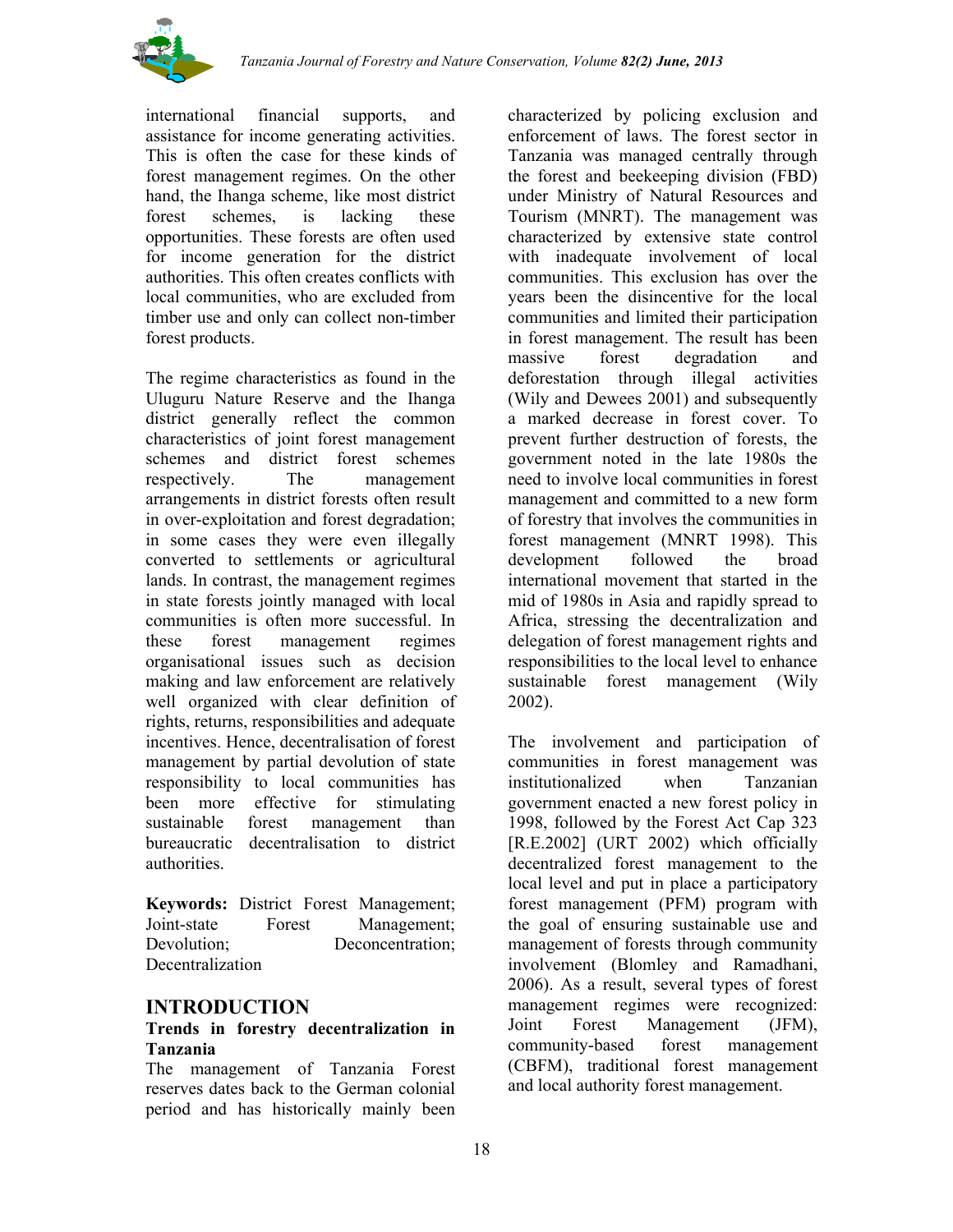international financial supports, and assistance for income generating activities. This is often the case for these kinds of forest management regimes. On the other hand, the Ihanga scheme, like most district forest schemes, is lacking these opportunities. These forests are often used for income generation for the district authorities. This often creates conflicts with local communities, who are excluded from timber use and only can collect non-timber forest products.

The regime characteristics as found in the Uluguru Nature Reserve and the Ihanga district generally reflect the common characteristics of joint forest management schemes and district forest schemes respectively. The management arrangements in district forests often result in over-exploitation and forest degradation; in some cases they were even illegally converted to settlements or agricultural lands. In contrast, the management regimes in state forests jointly managed with local communities is often more successful. In these forest management regimes organisational issues such as decision making and law enforcement are relatively well organized with clear definition of rights, returns, responsibilities and adequate incentives. Hence, decentralisation of forest management by partial devolution of state responsibility to local communities has been more effective for stimulating sustainable forest management than bureaucratic decentralisation to district authorities.

**Keywords:** District Forest Management; Joint-state Forest Management; Devolution; Deconcentration; Decentralization

## INTRODUCTION

### Trends in forestry decentralization in Tanzania

The management of Tanzania Forest reserves dates back to the German colonial period and has historically mainly been characterized by policing exclusion and enforcement of laws. The forest sector in Tanzania was managed centrally through the forest and beekeeping division (FBD) under Ministry of Natural Resources and Tourism (MNRT). The management was characterized by extensive state control with inadequate involvement of local communities. This exclusion has over the years been the disincentive for the local communities and limited their participation in forest management. The result has been massive forest degradation and deforestation through illegal activities (Wily and Dewees 2001) and subsequently a marked decrease in forest cover. To prevent further destruction of forests, the government noted in the late 1980s the need to involve local communities in forest management and committed to a new form of forestry that involves the communities in forest management (MNRT 1998). This development followed the broad international movement that started in the mid of 1980s in Asia and rapidly spread to Africa, stressing the decentralization and delegation of forest management rights and responsibilities to the local level to enhance sustainable forest management (Wily 2002).

The involvement and participation of communities in forest management was institutionalized when Tanzanian government enacted a new forest policy in 1998, followed by the Forest Act Cap 323 [R.E.2002] (URT 2002) which officially decentralized forest management to the local level and put in place a participatory forest management (PFM) program with the goal of ensuring sustainable use and management of forests through community involvement (Blomley and Ramadhani, 2006). As a result, several types of forest management regimes were recognized: Joint Forest Management (JFM), community-based forest management (CBFM), traditional forest management and local authority forest management.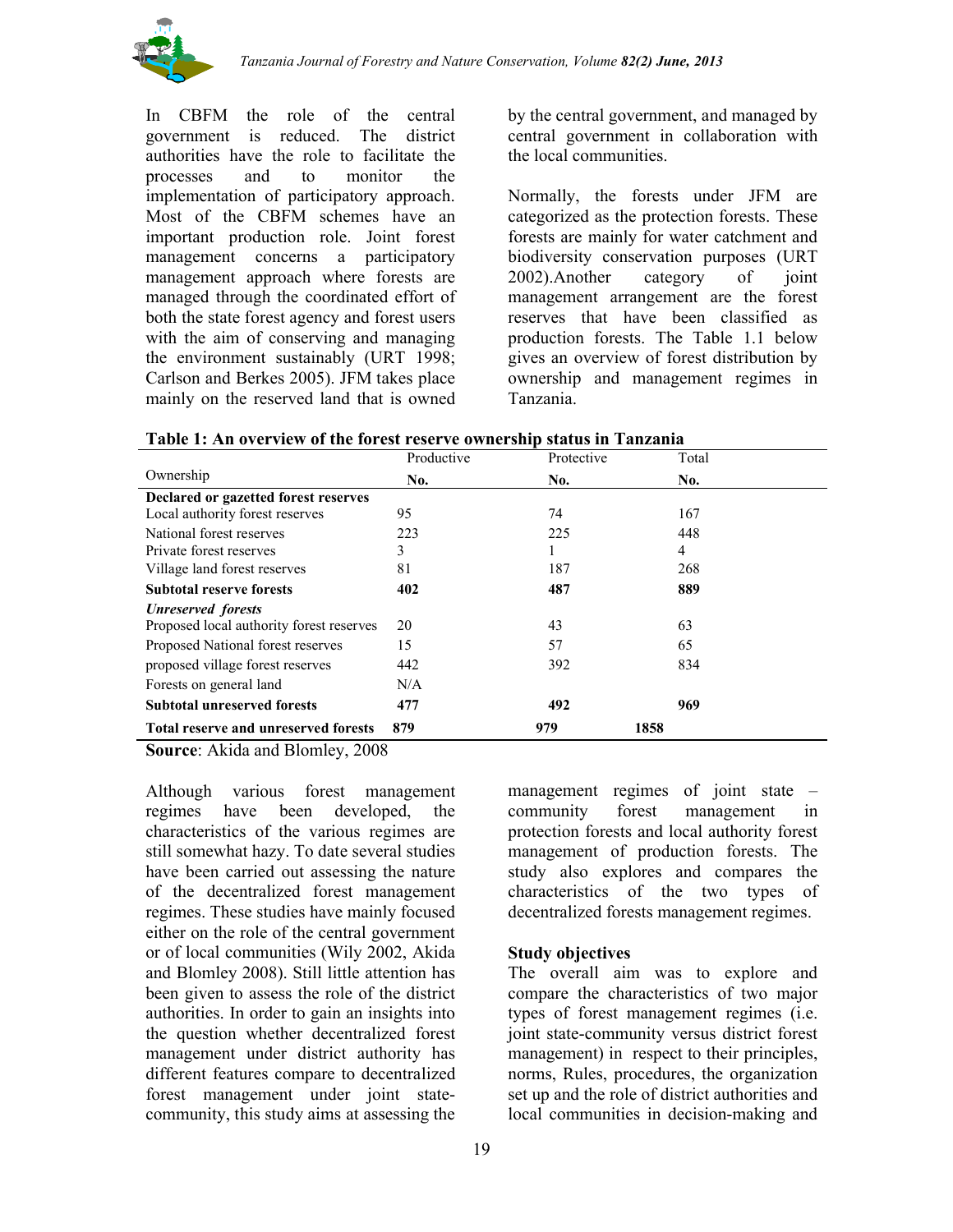In CBFM the role of the central government is reduced. The district authorities have the role to facilitate the processes and to monitor the implementation of participatory approach. Most of the CBFM schemes have an important production role. Joint forest management concerns a participatory management approach where forests are managed through the coordinated effort of both the state forest agency and forest users with the aim of conserving and managing the environment sustainably (URT 1998; Carlson and Berkes 2005). JFM takes place mainly on the reserved land that is owned by the central government, and managed by central government in collaboration with the local communities.

Normally, the forests under JFM are categorized as the protection forests. These forests are mainly for water catchment and biodiversity conservation purposes (URT 2002).Another category of joint management arrangement are the forest reserves that have been classified as production forests. The Table 1.1 below gives an overview of forest distribution by ownership and management regimes in Tanzania.

**Table 1: An overview of the forest reserve ownership status in Tanzania**

| Ownership | Productive<br>**No.** | Protective<br>**No.** | Total<br>**No.** |
|---|---|---|---|
| **Declared or gazetted forest reserves** | | | |
| Local authority forest reserves | 95 | 74 | 167 |
| National forest reserves | 223 | 225 | 448 |
| Private forest reserves | 3 | 1 | 4 |
| Village land forest reserves | 81 | 187 | 268 |
| **Subtotal reserve forests** | **402** | **487** | **889** |
| ***Unreserved forests*** | | | |
| Proposed local authority forest reserves | 20 | 43 | 63 |
| Proposed National forest reserves | 15 | 57 | 65 |
| proposed village forest reserves | 442 | 392 | 834 |
| Forests on general land | N/A | | |
| **Subtotal unreserved forests** | **477** | **492** | **969** |
| **Total reserve and unreserved forests** | **879** | **979** | **1858** |

**Source**: Akida and Blomley, 2008

Although various forest management regimes have been developed, the characteristics of the various regimes are still somewhat hazy. To date several studies have been carried out assessing the nature of the decentralized forest management regimes. These studies have mainly focused either on the role of the central government or of local communities (Wily 2002, Akida and Blomley 2008). Still little attention has been given to assess the role of the district authorities. In order to gain an insights into the question whether decentralized forest management under district authority has different features compare to decentralized forest management under joint state-community, this study aims at assessing the management regimes of joint state – community forest management in protection forests and local authority forest management of production forests. The study also explores and compares the characteristics of the two types of decentralized forests management regimes.

**Study objectives**

The overall aim was to explore and compare the characteristics of two major types of forest management regimes (i.e. joint state-community versus district forest management) in respect to their principles, norms, Rules, procedures, the organization set up and the role of district authorities and local communities in decision-making and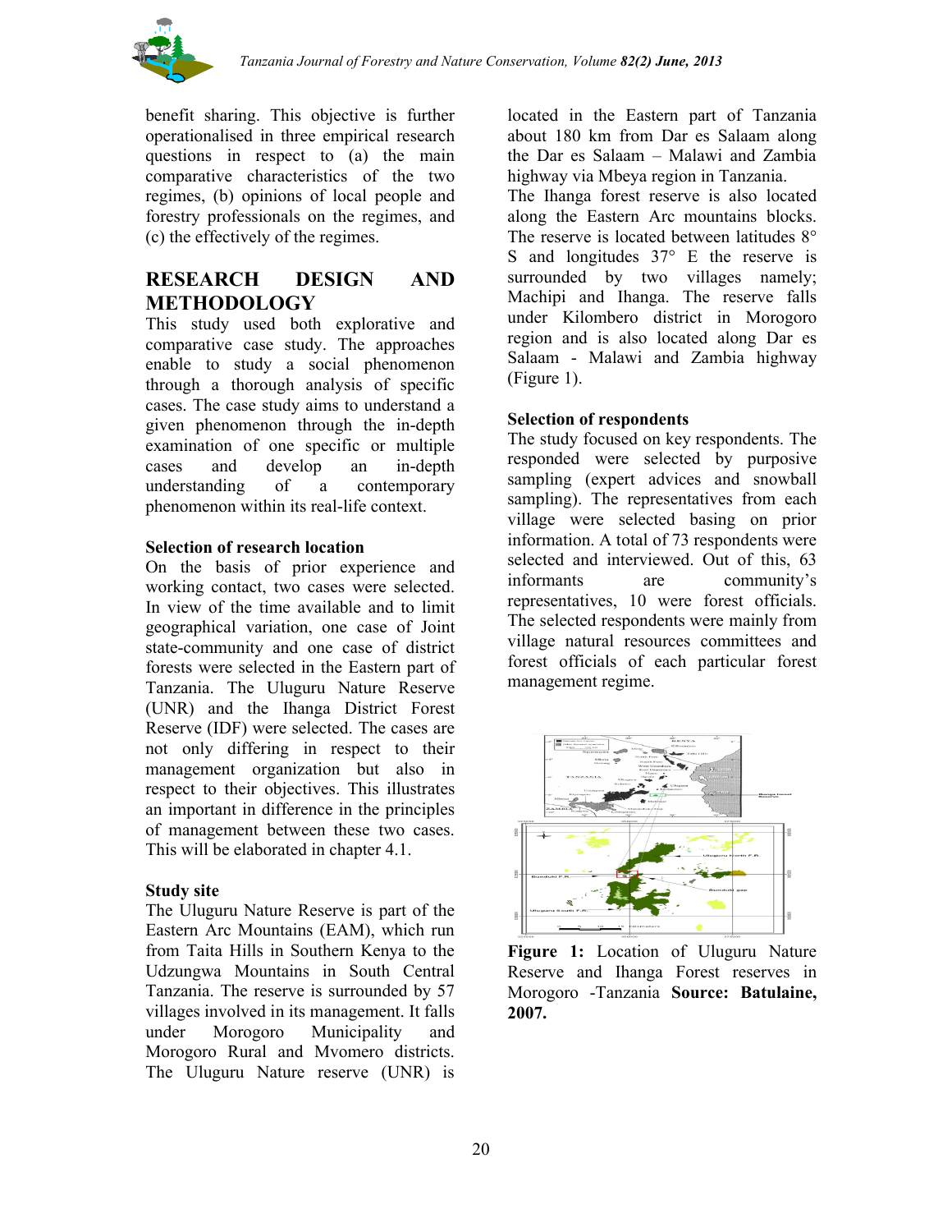benefit sharing. This objective is further operationalised in three empirical research questions in respect to (a) the main comparative characteristics of the two regimes, (b) opinions of local people and forestry professionals on the regimes, and (c) the effectively of the regimes.

## RESEARCH DESIGN AND METHODOLOGY

This study used both explorative and comparative case study. The approaches enable to study a social phenomenon through a thorough analysis of specific cases. The case study aims to understand a given phenomenon through the in-depth examination of one specific or multiple cases and develop an in-depth understanding of a contemporary phenomenon within its real-life context.

### Selection of research location

On the basis of prior experience and working contact, two cases were selected. In view of the time available and to limit geographical variation, one case of Joint state-community and one case of district forests were selected in the Eastern part of Tanzania. The Uluguru Nature Reserve (UNR) and the Ihanga District Forest Reserve (IDF) were selected. The cases are not only differing in respect to their management organization but also in respect to their objectives. This illustrates an important in difference in the principles of management between these two cases. This will be elaborated in chapter 4.1.

### Study site

The Uluguru Nature Reserve is part of the Eastern Arc Mountains (EAM), which run from Taita Hills in Southern Kenya to the Udzungwa Mountains in South Central Tanzania. The reserve is surrounded by 57 villages involved in its management. It falls under Morogoro Municipality and Morogoro Rural and Mvomero districts. The Uluguru Nature reserve (UNR) is located in the Eastern part of Tanzania about 180 km from Dar es Salaam along the Dar es Salaam – Malawi and Zambia highway via Mbeya region in Tanzania.

The Ihanga forest reserve is also located along the Eastern Arc mountains blocks. The reserve is located between latitudes 8° S and longitudes 37° E the reserve is surrounded by two villages namely; Machipi and Ihanga. The reserve falls under Kilombero district in Morogoro region and is also located along Dar es Salaam - Malawi and Zambia highway (Figure 1).

### Selection of respondents

The study focused on key respondents. The responded were selected by purposive sampling (expert advices and snowball sampling). The representatives from each village were selected basing on prior information. A total of 73 respondents were selected and interviewed. Out of this, 63 informants are community's representatives, 10 were forest officials. The selected respondents were mainly from village natural resources committees and forest officials of each particular forest management regime.

**Figure 1:** Location of Uluguru Nature Reserve and Ihanga Forest reserves in Morogoro -Tanzania **Source: Batulaine, 2007.**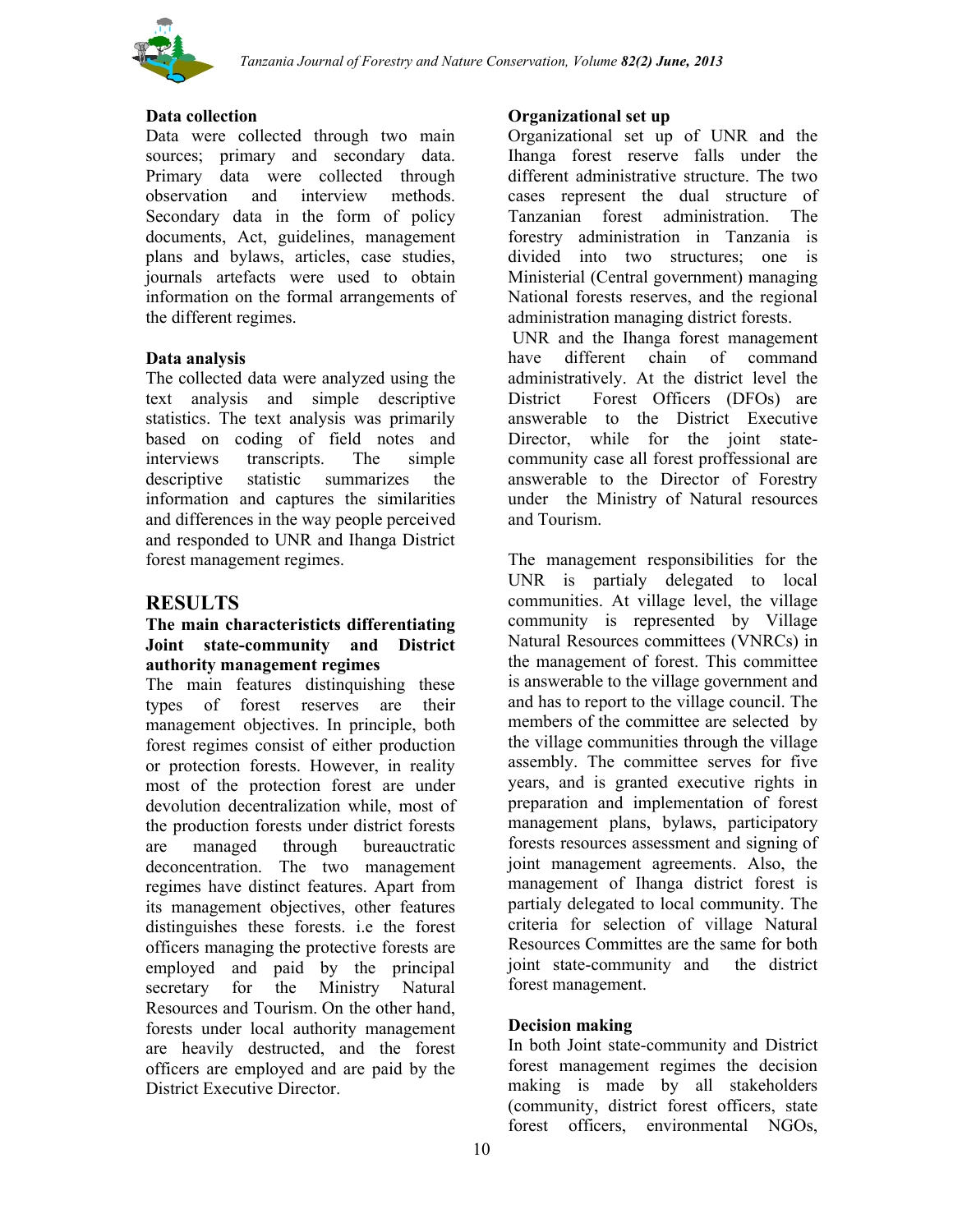**Data collection**

Data were collected through two main sources; primary and secondary data. Primary data were collected through observation and interview methods. Secondary data in the form of policy documents, Act, guidelines, management plans and bylaws, articles, case studies, journals artefacts were used to obtain information on the formal arrangements of the different regimes.

**Data analysis**

The collected data were analyzed using the text analysis and simple descriptive statistics. The text analysis was primarily based on coding of field notes and interviews transcripts. The simple descriptive statistic summarizes the information and captures the similarities and differences in the way people perceived and responded to UNR and Ihanga District forest management regimes.

# RESULTS

**The main characteristics differentiating Joint state-community and District authority management regimes**

The main features distinquishing these types of forest reserves are their management objectives. In principle, both forest regimes consist of either production or protection forests. However, in reality most of the protection forest are under devolution decentralization while, most of the production forests under district forests are managed through bureauctratic deconcentration. The two management regimes have distinct features. Apart from its management objectives, other features distinguishes these forests. i.e the forest officers managing the protective forests are employed and paid by the principal secretary for the Ministry Natural Resources and Tourism. On the other hand, forests under local authority management are heavily destructed, and the forest officers are employed and are paid by the District Executive Director.

**Organizational set up**

Organizational set up of UNR and the Ihanga forest reserve falls under the different administrative structure. The two cases represent the dual structure of Tanzanian forest administration. The forestry administration in Tanzania is divided into two structures; one is Ministerial (Central government) managing National forests reserves, and the regional administration managing district forests.

UNR and the Ihanga forest management have different chain of command administratively. At the district level the District Forest Officers (DFOs) are answerable to the District Executive Director, while for the joint state-community case all forest proffessional are answerable to the Director of Forestry under the Ministry of Natural resources and Tourism.

The management responsibilities for the UNR is partialy delegated to local communities. At village level, the village community is represented by Village Natural Resources committees (VNRCs) in the management of forest. This committee is answerable to the village government and and has to report to the village council. The members of the committee are selected by the village communities through the village assembly. The committee serves for five years, and is granted executive rights in preparation and implementation of forest management plans, bylaws, participatory forests resources assessment and signing of joint management agreements. Also, the management of Ihanga district forest is partialy delegated to local community. The criteria for selection of village Natural Resources Committes are the same for both joint state-community and the district forest management.

**Decision making**

In both Joint state-community and District forest management regimes the decision making is made by all stakeholders (community, district forest officers, state forest officers, environmental NGOs,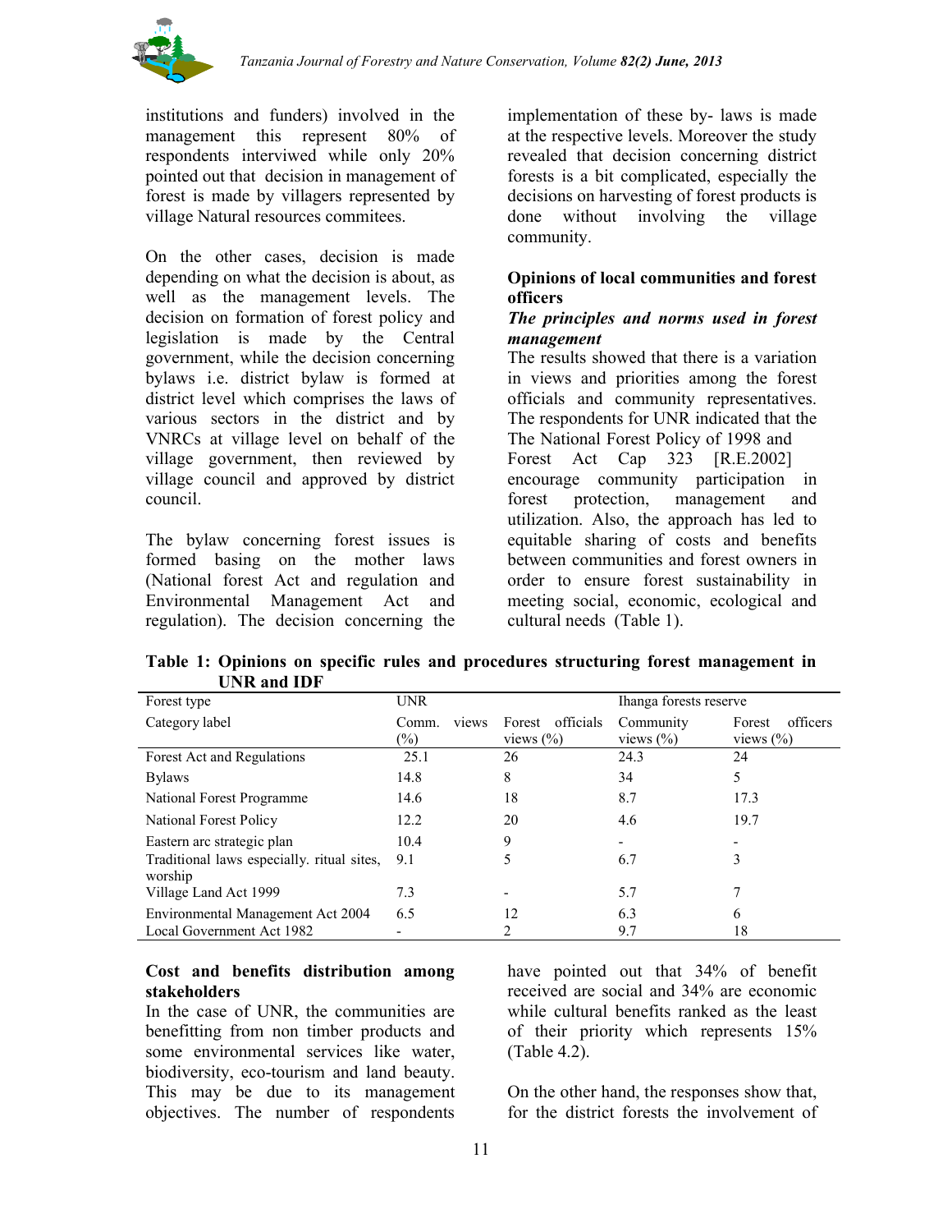institutions and funders) involved in the management this represent 80% of respondents interviwed while only 20% pointed out that decision in management of forest is made by villagers represented by village Natural resources commitees.

On the other cases, decision is made depending on what the decision is about, as well as the management levels. The decision on formation of forest policy and legislation is made by the Central government, while the decision concerning bylaws i.e. district bylaw is formed at district level which comprises the laws of various sectors in the district and by VNRCs at village level on behalf of the village government, then reviewed by village council and approved by district council.

The bylaw concerning forest issues is formed basing on the mother laws (National forest Act and regulation and Environmental Management Act and regulation). The decision concerning the implementation of these by- laws is made at the respective levels. Moreover the study revealed that decision concerning district forests is a bit complicated, especially the decisions on harvesting of forest products is done without involving the village community.

### Opinions of local communities and forest officers

#### *The principles and norms used in forest management*

The results showed that there is a variation in views and priorities among the forest officials and community representatives. The respondents for UNR indicated that the The National Forest Policy of 1998 and Forest Act Cap 323 [R.E.2002] encourage community participation in forest protection, management and utilization. Also, the approach has led to equitable sharing of costs and benefits between communities and forest owners in order to ensure forest sustainability in meeting social, economic, ecological and cultural needs (Table 1).

**Table 1: Opinions on specific rules and procedures structuring forest management in UNR and IDF**

| Forest type | UNR | | Ihanga forests reserve | |
|---|---|---|---|---|
| Category label | Comm. views (%) | Forest officials views (%) | Community views (%) | Forest officers views (%) |
| Forest Act and Regulations | 25.1 | 26 | 24.3 | 24 |
| Bylaws | 14.8 | 8 | 34 | 5 |
| National Forest Programme | 14.6 | 18 | 8.7 | 17.3 |
| National Forest Policy | 12.2 | 20 | 4.6 | 19.7 |
| Eastern arc strategic plan | 10.4 | 9 | - | - |
| Traditional laws especially. ritual sites, worship | 9.1 | 5 | 6.7 | 3 |
| Village Land Act 1999 | 7.3 | - | 5.7 | 7 |
| Environmental Management Act 2004 | 6.5 | 12 | 6.3 | 6 |
| Local Government Act 1982 | - | 2 | 9.7 | 18 |

### Cost and benefits distribution among stakeholders

In the case of UNR, the communities are benefitting from non timber products and some environmental services like water, biodiversity, eco-tourism and land beauty. This may be due to its management objectives. The number of respondents have pointed out that 34% of benefit received are social and 34% are economic while cultural benefits ranked as the least of their priority which represents 15% (Table 4.2).

On the other hand, the responses show that, for the district forests the involvement of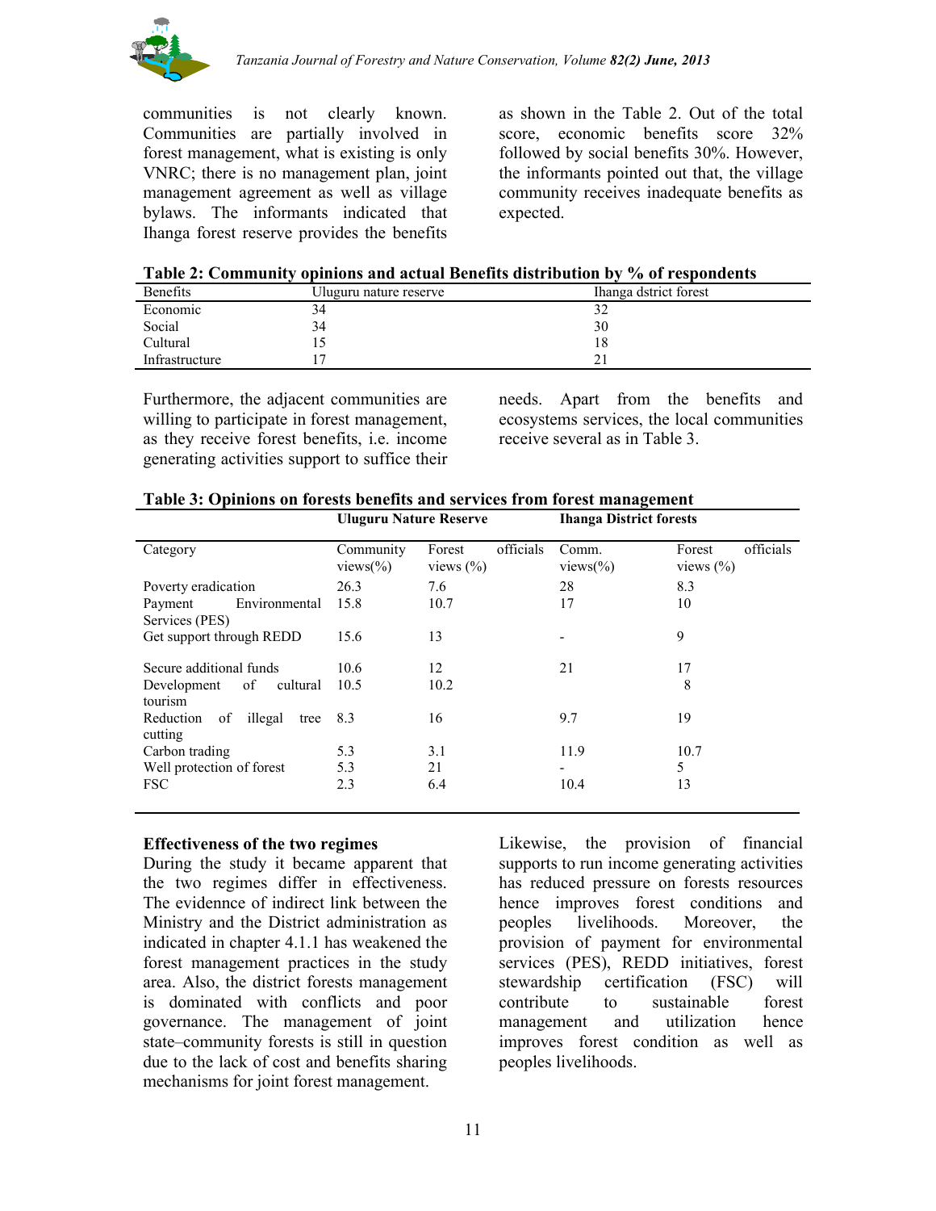communities is not clearly known. Communities are partially involved in forest management, what is existing is only VNRC; there is no management plan, joint management agreement as well as village bylaws. The informants indicated that Ihanga forest reserve provides the benefits as shown in the Table 2. Out of the total score, economic benefits score 32% followed by social benefits 30%. However, the informants pointed out that, the village community receives inadequate benefits as expected.

**Table 2: Community opinions and actual Benefits distribution by % of respondents**

| Benefits | Uluguru nature reserve | Ihanga dstrict forest |
|---|---|---|
| Economic | 34 | 32 |
| Social | 34 | 30 |
| Cultural | 15 | 18 |
| Infrastructure | 17 | 21 |

Furthermore, the adjacent communities are willing to participate in forest management, as they receive forest benefits, i.e. income generating activities support to suffice their needs. Apart from the benefits and ecosystems services, the local communities receive several as in Table 3.

**Table 3: Opinions on forests benefits and services from forest management**

| | **Uluguru Nature Reserve** | | **Ihanga District forests** | |
|---|---|---|---|---|
| Category | Community views(%) | Forest officials views (%) | Comm. views(%) | Forest officials views (%) |
| Poverty eradication | 26.3 | 7.6 | 28 | 8.3 |
| Payment Environmental Services (PES) | 15.8 | 10.7 | 17 | 10 |
| Get support through REDD | 15.6 | 13 | - | 9 |
| Secure additional funds | 10.6 | 12 | 21 | 17 |
| Development of cultural tourism | 10.5 | 10.2 | | 8 |
| Reduction of illegal tree cutting | 8.3 | 16 | 9.7 | 19 |
| Carbon trading | 5.3 | 3.1 | 11.9 | 10.7 |
| Well protection of forest | 5.3 | 21 | - | 5 |
| FSC | 2.3 | 6.4 | 10.4 | 13 |

**Effectiveness of the two regimes**

During the study it became apparent that the two regimes differ in effectiveness. The evidennce of indirect link between the Ministry and the District administration as indicated in chapter 4.1.1 has weakened the forest management practices in the study area. Also, the district forests management is dominated with conflicts and poor governance. The management of joint state–community forests is still in question due to the lack of cost and benefits sharing mechanisms for joint forest management.

Likewise, the provision of financial supports to run income generating activities has reduced pressure on forests resources hence improves forest conditions and peoples livelihoods. Moreover, the provision of payment for environmental services (PES), REDD initiatives, forest stewardship certification (FSC) will contribute to sustainable forest management and utilization hence improves forest condition as well as peoples livelihoods.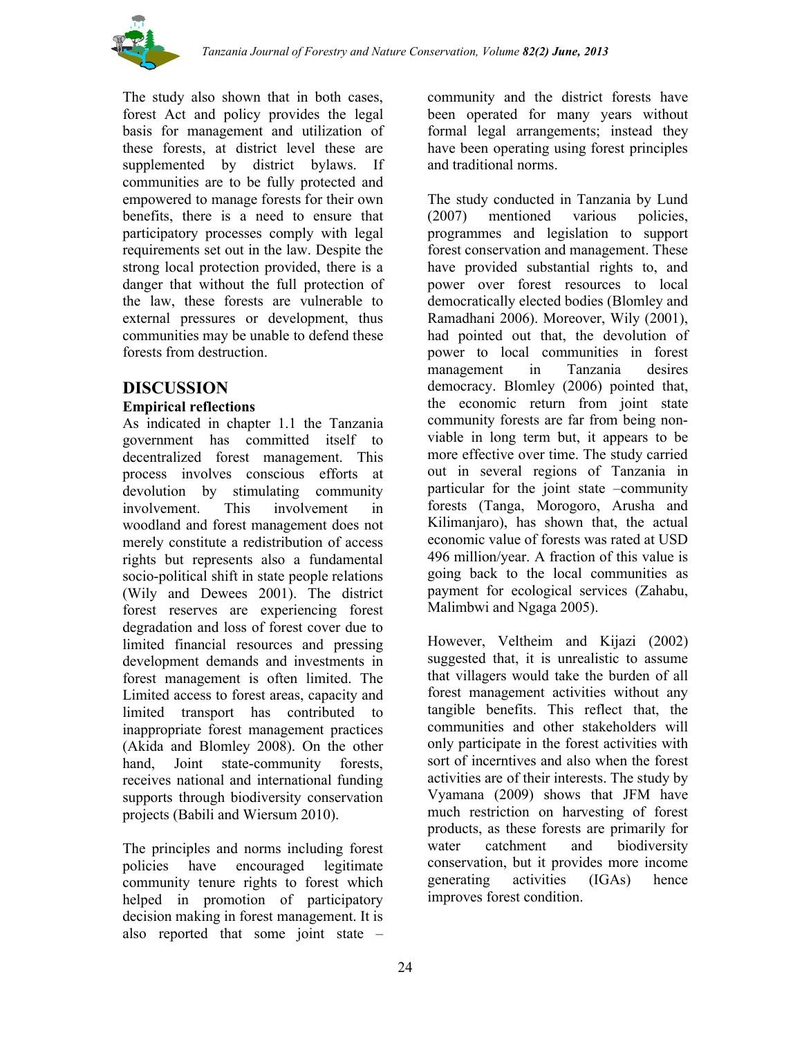The study also shown that in both cases, forest Act and policy provides the legal basis for management and utilization of these forests, at district level these are supplemented by district bylaws. If communities are to be fully protected and empowered to manage forests for their own benefits, there is a need to ensure that participatory processes comply with legal requirements set out in the law. Despite the strong local protection provided, there is a danger that without the full protection of the law, these forests are vulnerable to external pressures or development, thus communities may be unable to defend these forests from destruction.

## DISCUSSION

### Empirical reflections

As indicated in chapter 1.1 the Tanzania government has committed itself to decentralized forest management. This process involves conscious efforts at devolution by stimulating community involvement. This involvement in woodland and forest management does not merely constitute a redistribution of access rights but represents also a fundamental socio-political shift in state people relations (Wily and Dewees 2001). The district forest reserves are experiencing forest degradation and loss of forest cover due to limited financial resources and pressing development demands and investments in forest management is often limited. The Limited access to forest areas, capacity and limited transport has contributed to inappropriate forest management practices (Akida and Blomley 2008). On the other hand, Joint state-community forests, receives national and international funding supports through biodiversity conservation projects (Babili and Wiersum 2010).

The principles and norms including forest policies have encouraged legitimate community tenure rights to forest which helped in promotion of participatory decision making in forest management. It is also reported that some joint state – community and the district forests have been operated for many years without formal legal arrangements; instead they have been operating using forest principles and traditional norms.

The study conducted in Tanzania by Lund (2007) mentioned various policies, programmes and legislation to support forest conservation and management. These have provided substantial rights to, and power over forest resources to local democratically elected bodies (Blomley and Ramadhani 2006). Moreover, Wily (2001), had pointed out that, the devolution of power to local communities in forest management in Tanzania desires democracy. Blomley (2006) pointed that, the economic return from joint state community forests are far from being non-viable in long term but, it appears to be more effective over time. The study carried out in several regions of Tanzania in particular for the joint state –community forests (Tanga, Morogoro, Arusha and Kilimanjaro), has shown that, the actual economic value of forests was rated at USD 496 million/year. A fraction of this value is going back to the local communities as payment for ecological services (Zahabu, Malimbwi and Ngaga 2005).

However, Veltheim and Kijazi (2002) suggested that, it is unrealistic to assume that villagers would take the burden of all forest management activities without any tangible benefits. This reflect that, the communities and other stakeholders will only participate in the forest activities with sort of incerntives and also when the forest activities are of their interests. The study by Vyamana (2009) shows that JFM have much restriction on harvesting of forest products, as these forests are primarily for water catchment and biodiversity conservation, but it provides more income generating activities (IGAs) hence improves forest condition.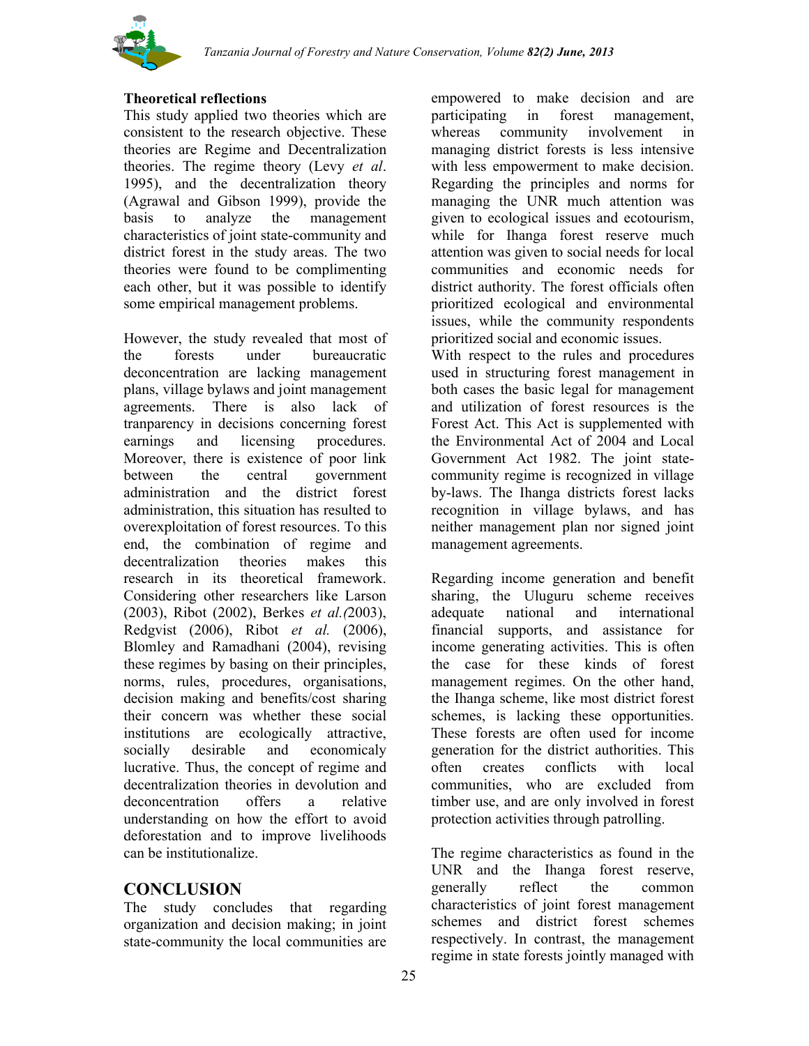**Theoretical reflections**

This study applied two theories which are consistent to the research objective. These theories are Regime and Decentralization theories. The regime theory (Levy *et al*. 1995), and the decentralization theory (Agrawal and Gibson 1999), provide the basis to analyze the management characteristics of joint state-community and district forest in the study areas. The two theories were found to be complimenting each other, but it was possible to identify some empirical management problems.

However, the study revealed that most of the forests under bureaucratic deconcentration are lacking management plans, village bylaws and joint management agreements. There is also lack of tranparency in decisions concerning forest earnings and licensing procedures. Moreover, there is existence of poor link between the central government administration and the district forest administration, this situation has resulted to overexploitation of forest resources. To this end, the combination of regime and decentralization theories makes this research in its theoretical framework. Considering other researchers like Larson (2003), Ribot (2002), Berkes *et al.(*2003), Redgvist (2006), Ribot *et al.* (2006), Blomley and Ramadhani (2004), revising these regimes by basing on their principles, norms, rules, procedures, organisations, decision making and benefits/cost sharing their concern was whether these social institutions are ecologically attractive, socially desirable and economicaly lucrative. Thus, the concept of regime and decentralization theories in devolution and deconcentration offers a relative understanding on how the effort to avoid deforestation and to improve livelihoods can be institutionalize.

## CONCLUSION

The study concludes that regarding organization and decision making; in joint state-community the local communities are empowered to make decision and are participating in forest management, whereas community involvement in managing district forests is less intensive with less empowerment to make decision. Regarding the principles and norms for managing the UNR much attention was given to ecological issues and ecotourism, while for Ihanga forest reserve much attention was given to social needs for local communities and economic needs for district authority. The forest officials often prioritized ecological and environmental issues, while the community respondents prioritized social and economic issues.

With respect to the rules and procedures used in structuring forest management in both cases the basic legal for management and utilization of forest resources is the Forest Act. This Act is supplemented with the Environmental Act of 2004 and Local Government Act 1982. The joint state-community regime is recognized in village by-laws. The Ihanga districts forest lacks recognition in village bylaws, and has neither management plan nor signed joint management agreements.

Regarding income generation and benefit sharing, the Uluguru scheme receives adequate national and international financial supports, and assistance for income generating activities. This is often the case for these kinds of forest management regimes. On the other hand, the Ihanga scheme, like most district forest schemes, is lacking these opportunities. These forests are often used for income generation for the district authorities. This often creates conflicts with local communities, who are excluded from timber use, and are only involved in forest protection activities through patrolling.

The regime characteristics as found in the UNR and the Ihanga forest reserve, generally reflect the common characteristics of joint forest management schemes and district forest schemes respectively. In contrast, the management regime in state forests jointly managed with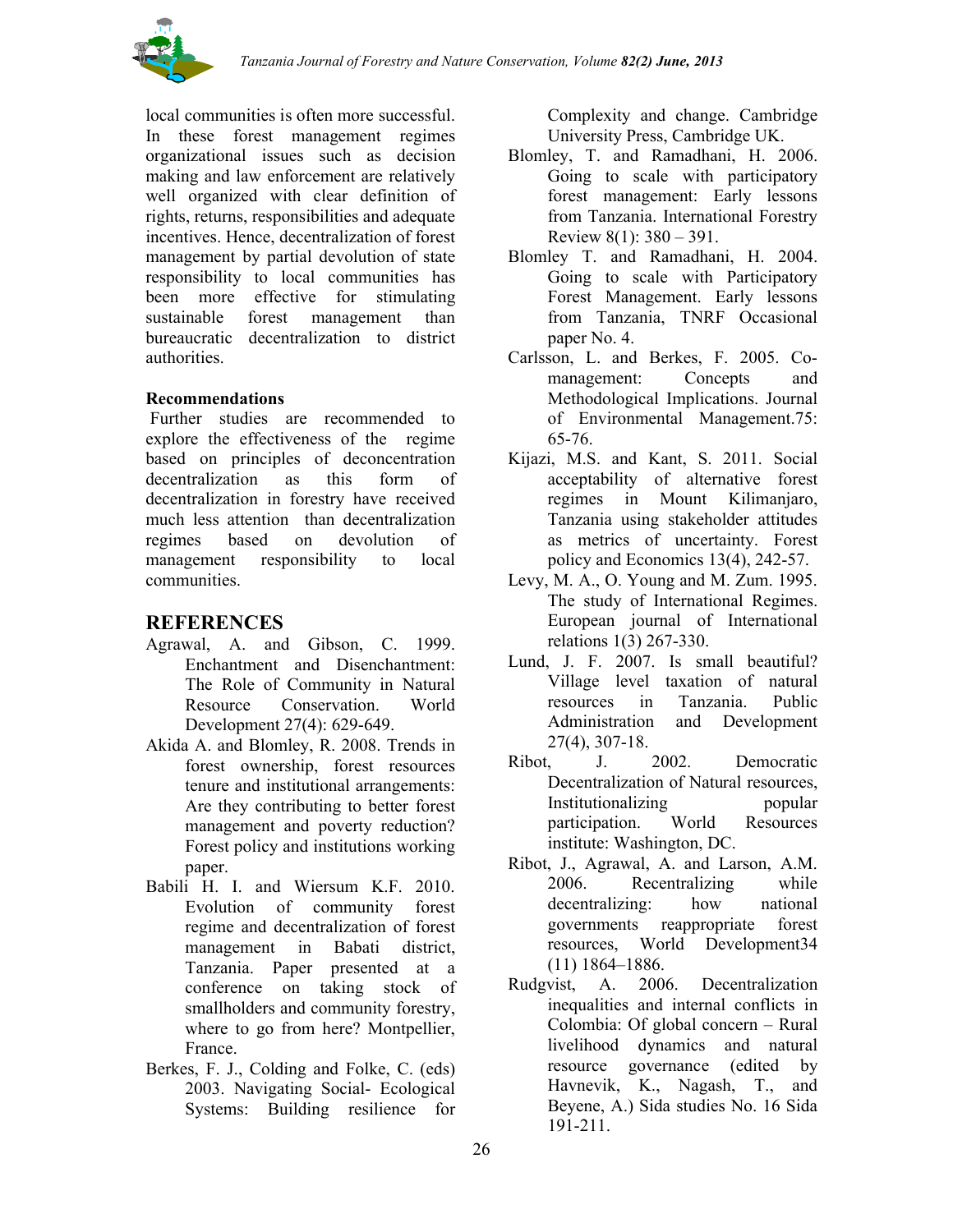local communities is often more successful. In these forest management regimes organizational issues such as decision making and law enforcement are relatively well organized with clear definition of rights, returns, responsibilities and adequate incentives. Hence, decentralization of forest management by partial devolution of state responsibility to local communities has been more effective for stimulating sustainable forest management than bureaucratic decentralization to district authorities.

**Recommendations**

Further studies are recommended to explore the effectiveness of the regime based on principles of deconcentration decentralization as this form of decentralization in forestry have received much less attention than decentralization regimes based on devolution of management responsibility to local communities.

## REFERENCES

Agrawal, A. and Gibson, C. 1999. Enchantment and Disenchantment: The Role of Community in Natural Resource Conservation. World Development 27(4): 629-649.

Akida A. and Blomley, R. 2008. Trends in forest ownership, forest resources tenure and institutional arrangements: Are they contributing to better forest management and poverty reduction? Forest policy and institutions working paper.

Babili H. I. and Wiersum K.F. 2010. Evolution of community forest regime and decentralization of forest management in Babati district, Tanzania. Paper presented at a conference on taking stock of smallholders and community forestry, where to go from here? Montpellier, France.

Berkes, F. J., Colding and Folke, C. (eds) 2003. Navigating Social- Ecological Systems: Building resilience for Complexity and change. Cambridge University Press, Cambridge UK.

Blomley, T. and Ramadhani, H. 2006. Going to scale with participatory forest management: Early lessons from Tanzania. International Forestry Review 8(1): 380 – 391.

Blomley T. and Ramadhani, H. 2004. Going to scale with Participatory Forest Management. Early lessons from Tanzania, TNRF Occasional paper No. 4.

Carlsson, L. and Berkes, F. 2005. Co-management: Concepts and Methodological Implications. Journal of Environmental Management.75: 65-76.

Kijazi, M.S. and Kant, S. 2011. Social acceptability of alternative forest regimes in Mount Kilimanjaro, Tanzania using stakeholder attitudes as metrics of uncertainty. Forest policy and Economics 13(4), 242-57.

Levy, M. A., O. Young and M. Zum. 1995. The study of International Regimes. European journal of International relations 1(3) 267-330.

Lund, J. F. 2007. Is small beautiful? Village level taxation of natural resources in Tanzania. Public Administration and Development 27(4), 307-18.

Ribot, J. 2002. Democratic Decentralization of Natural resources, Institutionalizing popular participation. World Resources institute: Washington, DC.

Ribot, J., Agrawal, A. and Larson, A.M. 2006. Recentralizing while decentralizing: how national governments reappropriate forest resources, World Development34 (11) 1864–1886.

Rudgvist, A. 2006. Decentralization inequalities and internal conflicts in Colombia: Of global concern – Rural livelihood dynamics and natural resource governance (edited by Havnevik, K., Nagash, T., and Beyene, A.) Sida studies No. 16 Sida 191-211.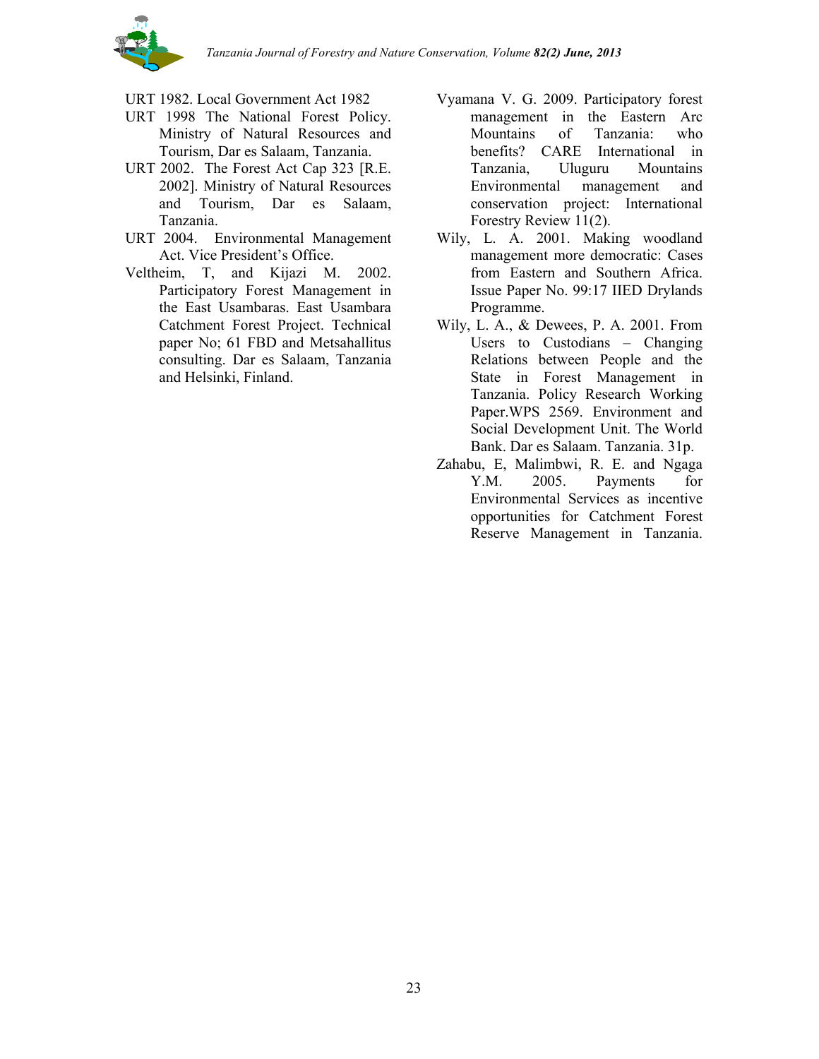URT 1982. Local Government Act 1982

URT 1998 The National Forest Policy. Ministry of Natural Resources and Tourism, Dar es Salaam, Tanzania.

URT 2002. The Forest Act Cap 323 [R.E. 2002]. Ministry of Natural Resources and Tourism, Dar es Salaam, Tanzania.

URT 2004. Environmental Management Act. Vice President's Office.

Veltheim, T, and Kijazi M. 2002. Participatory Forest Management in the East Usambaras. East Usambara Catchment Forest Project. Technical paper No; 61 FBD and Metsahallitus consulting. Dar es Salaam, Tanzania and Helsinki, Finland.

Vyamana V. G. 2009. Participatory forest management in the Eastern Arc Mountains of Tanzania: who benefits? CARE International in Tanzania, Uluguru Mountains Environmental management and conservation project: International Forestry Review 11(2).

Wily, L. A. 2001. Making woodland management more democratic: Cases from Eastern and Southern Africa. Issue Paper No. 99:17 IIED Drylands Programme.

Wily, L. A., & Dewees, P. A. 2001. From Users to Custodians – Changing Relations between People and the State in Forest Management in Tanzania. Policy Research Working Paper.WPS 2569. Environment and Social Development Unit. The World Bank. Dar es Salaam. Tanzania. 31p.

Zahabu, E, Malimbwi, R. E. and Ngaga Y.M. 2005. Payments for Environmental Services as incentive opportunities for Catchment Forest Reserve Management in Tanzania.